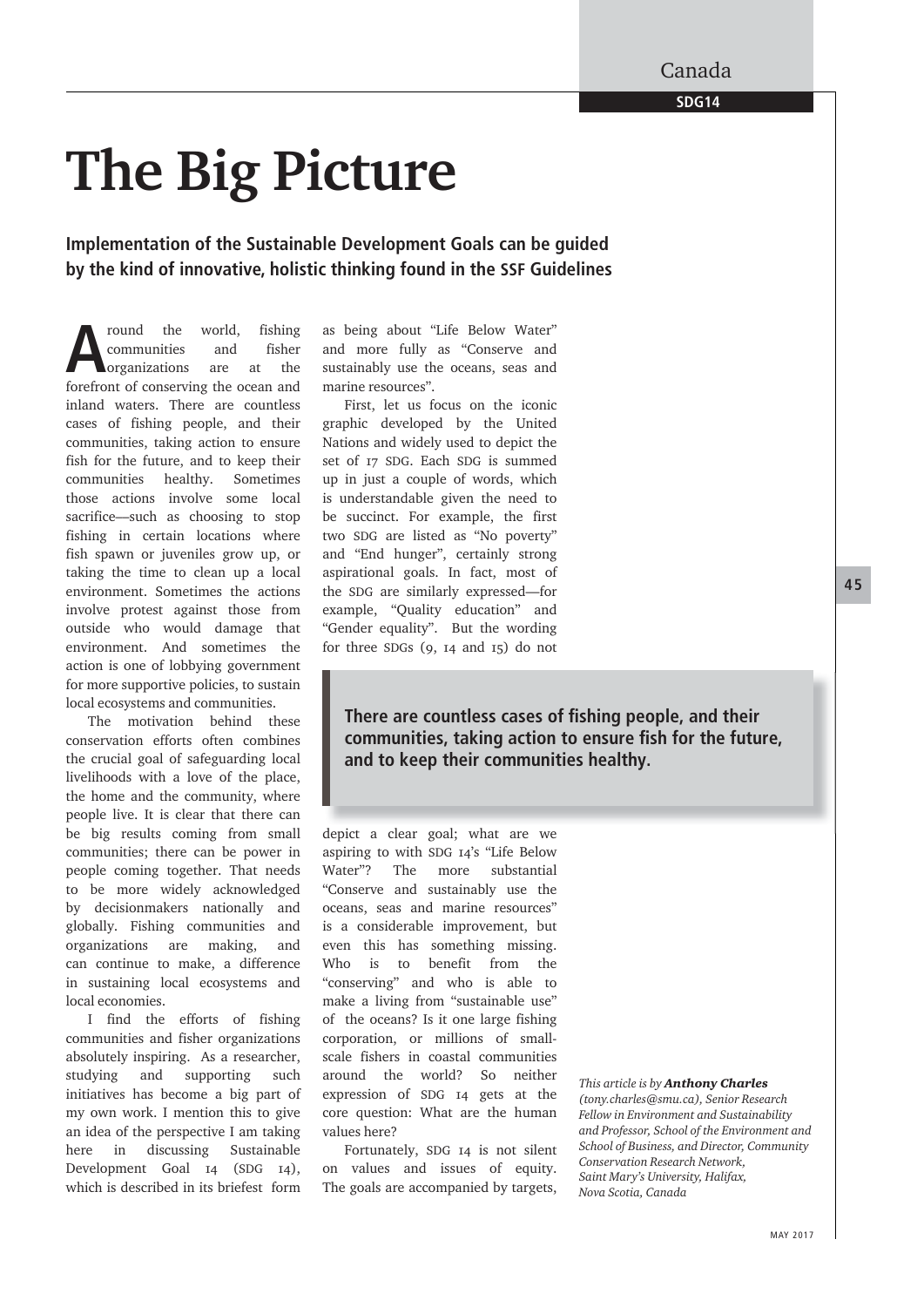# The Big Picture

**Implementation of the Sustainable Development Goals can be guided by the kind of innovative, holistic thinking found in the SSF Guidelines**

Around the world, fishing communities and fisher organizations are at the forefront of conserving the ocean and inland waters. There are countless cases of fishing people, and their communities, taking action to ensure fish for the future, and to keep their communities healthy. Sometimes those actions involve some local sacrifice—such as choosing to stop fishing in certain locations where fish spawn or juveniles grow up, or taking the time to clean up a local environment. Sometimes the actions involve protest against those from outside who would damage that environment. And sometimes the action is one of lobbying government for more supportive policies, to sustain local ecosystems and communities.

The motivation behind these conservation efforts often combines the crucial goal of safeguarding local livelihoods with a love of the place, the home and the community, where people live. It is clear that there can be big results coming from small communities; there can be power in people coming together. That needs to be more widely acknowledged by decisionmakers nationally and globally. Fishing communities and organizations are making, and can continue to make, a difference in sustaining local ecosystems and local economies.

I find the efforts of fishing communities and fisher organizations absolutely inspiring. As a researcher, studying and supporting such initiatives has become a big part of my own work. I mention this to give an idea of the perspective I am taking here in discussing Sustainable Development Goal 14 (SDG 14), which is described in its briefest form as being about "Life Below Water" and more fully as "Conserve and sustainably use the oceans, seas and marine resources".

First, let us focus on the iconic graphic developed by the United Nations and widely used to depict the set of 17 SDG. Each SDG is summed up in just a couple of words, which is understandable given the need to be succinct. For example, the first two SDG are listed as "No poverty" and "End hunger", certainly strong aspirational goals. In fact, most of the SDG are similarly expressed—for example, "Quality education" and "Gender equality". But the wording for three SDGs (9, 14 and 15) do not depict a clear goal; what are we aspiring to with SDG 14's "Life Below Water"? The more substantial "Conserve and sustainably use the oceans, seas and marine resources" is a considerable improvement, but even this has something missing. Who is to benefit from the "conserving" and who is able to make a living from "sustainable use" of the oceans? Is it one large fishing corporation, or millions of small-scale fishers in coastal communities around the world? So neither expression of SDG 14 gets at the core question: What are the human values here?

> **There are countless cases of fishing people, and their communities, taking action to ensure fish for the future, and to keep their communities healthy.**

Fortunately, SDG 14 is not silent on values and issues of equity. The goals are accompanied by targets,

*This article is by* ***Anthony Charles*** *(tony.charles@smu.ca), Senior Research Fellow in Environment and Sustainability and Professor, School of the Environment and School of Business, and Director, Community Conservation Research Network, Saint Mary's University, Halifax, Nova Scotia, Canada*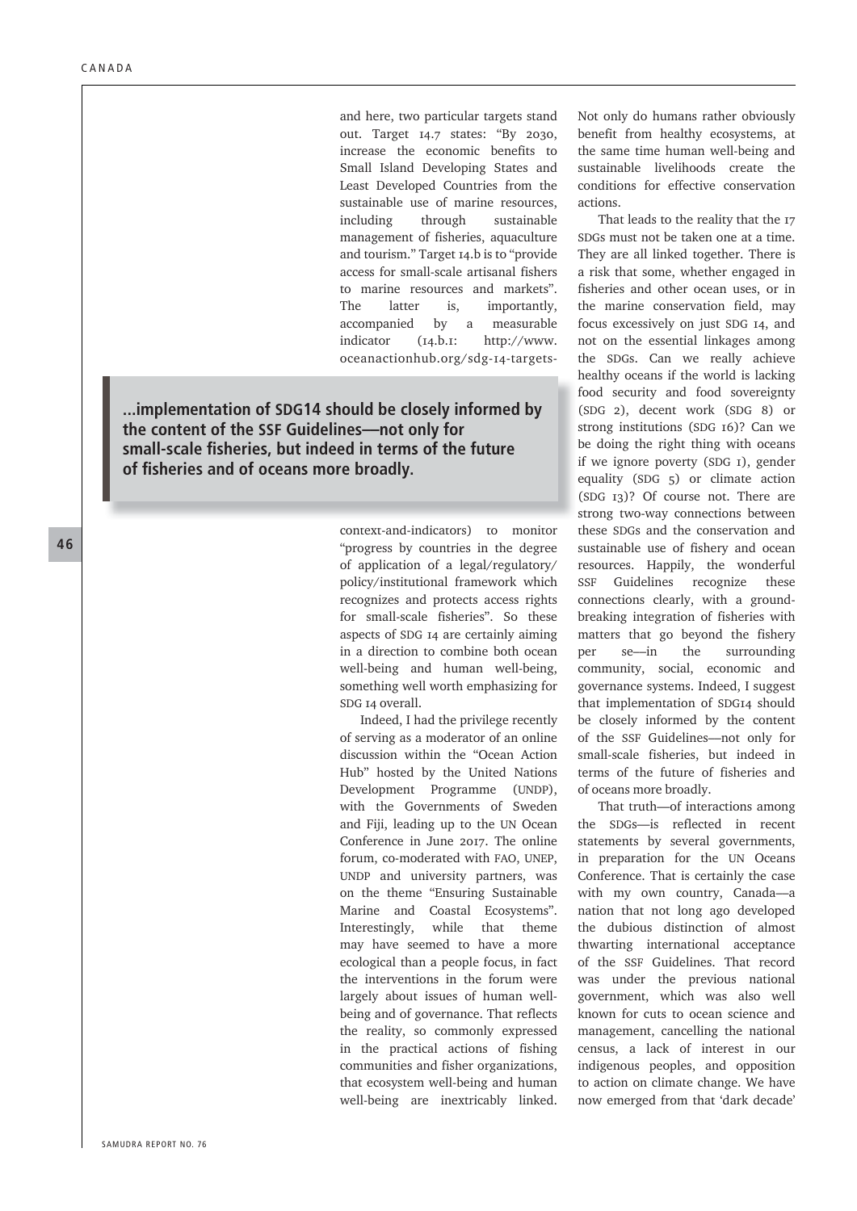and here, two particular targets stand out. Target 14.7 states: "By 2030, increase the economic benefits to Small Island Developing States and Least Developed Countries from the sustainable use of marine resources, including through sustainable management of fisheries, aquaculture and tourism." Target 14.b is to "provide access for small-scale artisanal fishers to marine resources and markets". The latter is, importantly, accompanied by a measurable indicator (14.b.1: http://www.oceanactionhub.org/sdg-14-targets-context-and-indicators) to monitor "progress by countries in the degree of application of a legal/regulatory/policy/institutional framework which recognizes and protects access rights for small-scale fisheries". So these aspects of SDG 14 are certainly aiming in a direction to combine both ocean well-being and human well-being, something well worth emphasizing for SDG 14 overall.

> **...implementation of SDG14 should be closely informed by the content of the SSF Guidelines—not only for small-scale fisheries, but indeed in terms of the future of fisheries and of oceans more broadly.**

Indeed, I had the privilege recently of serving as a moderator of an online discussion within the "Ocean Action Hub" hosted by the United Nations Development Programme (UNDP), with the Governments of Sweden and Fiji, leading up to the UN Ocean Conference in June 2017. The online forum, co-moderated with FAO, UNEP, UNDP and university partners, was on the theme "Ensuring Sustainable Marine and Coastal Ecosystems". Interestingly, while that theme may have seemed to have a more ecological than a people focus, in fact the interventions in the forum were largely about issues of human well-being and of governance. That reflects the reality, so commonly expressed in the practical actions of fishing communities and fisher organizations, that ecosystem well-being and human well-being are inextricably linked. Not only do humans rather obviously benefit from healthy ecosystems, at the same time human well-being and sustainable livelihoods create the conditions for effective conservation actions.

That leads to the reality that the 17 SDGs must not be taken one at a time. They are all linked together. There is a risk that some, whether engaged in fisheries and other ocean uses, or in the marine conservation field, may focus excessively on just SDG 14, and not on the essential linkages among the SDGs. Can we really achieve healthy oceans if the world is lacking food security and food sovereignty (SDG 2), decent work (SDG 8) or strong institutions (SDG 16)? Can we be doing the right thing with oceans if we ignore poverty (SDG 1), gender equality (SDG 5) or climate action (SDG 13)? Of course not. There are strong two-way connections between these SDGs and the conservation and sustainable use of fishery and ocean resources. Happily, the wonderful SSF Guidelines recognize these connections clearly, with a ground-breaking integration of fisheries with matters that go beyond the fishery per se—in the surrounding community, social, economic and governance systems. Indeed, I suggest that implementation of SDG14 should be closely informed by the content of the SSF Guidelines—not only for small-scale fisheries, but indeed in terms of the future of fisheries and of oceans more broadly.

That truth—of interactions among the SDGs—is reflected in recent statements by several governments, in preparation for the UN Oceans Conference. That is certainly the case with my own country, Canada—a nation that not long ago developed the dubious distinction of almost thwarting international acceptance of the SSF Guidelines. That record was under the previous national government, which was also well known for cuts to ocean science and management, cancelling the national census, a lack of interest in our indigenous peoples, and opposition to action on climate change. We have now emerged from that 'dark decade'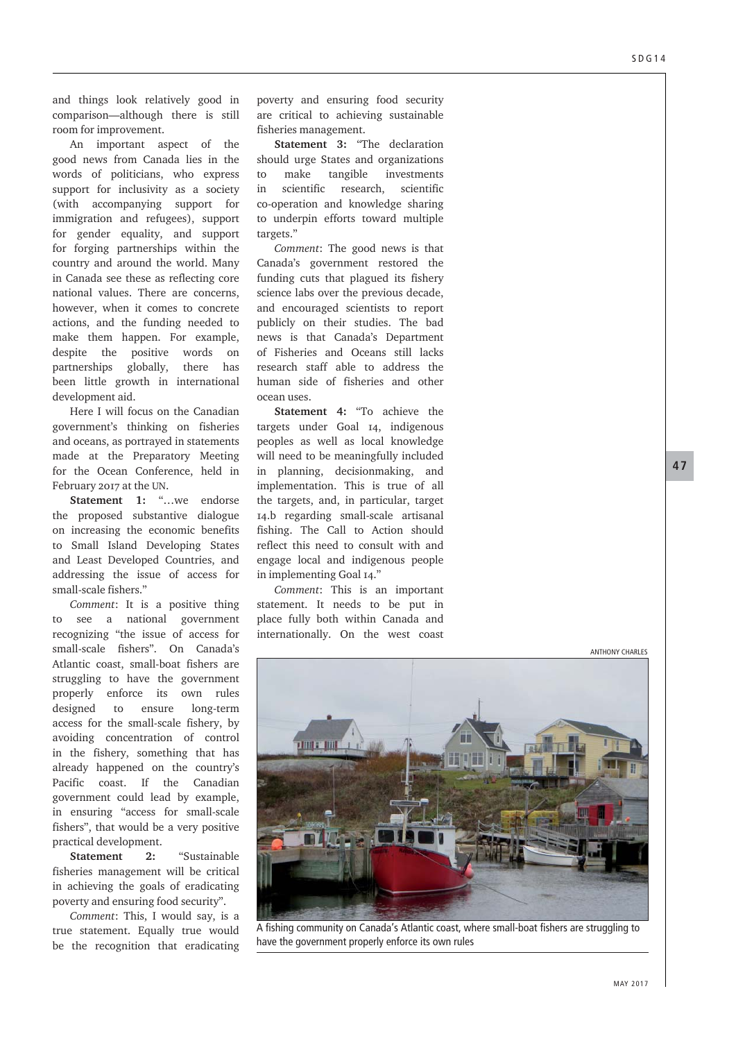and things look relatively good in comparison—although there is still room for improvement.

An important aspect of the good news from Canada lies in the words of politicians, who express support for inclusivity as a society (with accompanying support for immigration and refugees), support for gender equality, and support for forging partnerships within the country and around the world. Many in Canada see these as reflecting core national values. There are concerns, however, when it comes to concrete actions, and the funding needed to make them happen. For example, despite the positive words on partnerships globally, there has been little growth in international development aid.

Here I will focus on the Canadian government's thinking on fisheries and oceans, as portrayed in statements made at the Preparatory Meeting for the Ocean Conference, held in February 2017 at the UN.

**Statement 1:** "…we endorse the proposed substantive dialogue on increasing the economic benefits to Small Island Developing States and Least Developed Countries, and addressing the issue of access for small-scale fishers."

*Comment*: It is a positive thing to see a national government recognizing "the issue of access for small-scale fishers". On Canada's Atlantic coast, small-boat fishers are struggling to have the government properly enforce its own rules designed to ensure long-term access for the small-scale fishery, by avoiding concentration of control in the fishery, something that has already happened on the country's Pacific coast. If the Canadian government could lead by example, in ensuring "access for small-scale fishers", that would be a very positive practical development.

**Statement 2:** "Sustainable fisheries management will be critical in achieving the goals of eradicating poverty and ensuring food security".

*Comment*: This, I would say, is a true statement. Equally true would be the recognition that eradicating poverty and ensuring food security are critical to achieving sustainable fisheries management.

**Statement 3:** "The declaration should urge States and organizations to make tangible investments in scientific research, scientific co-operation and knowledge sharing to underpin efforts toward multiple targets."

*Comment*: The good news is that Canada's government restored the funding cuts that plagued its fishery science labs over the previous decade, and encouraged scientists to report publicly on their studies. The bad news is that Canada's Department of Fisheries and Oceans still lacks research staff able to address the human side of fisheries and other ocean uses.

**Statement 4:** "To achieve the targets under Goal 14, indigenous peoples as well as local knowledge will need to be meaningfully included in planning, decisionmaking, and implementation. This is true of all the targets, and, in particular, target 14.b regarding small-scale artisanal fishing. The Call to Action should reflect this need to consult with and engage local and indigenous people in implementing Goal 14."

*Comment*: This is an important statement. It needs to be put in place fully both within Canada and internationally. On the west coast

ANTHONY CHARLES

A fishing community on Canada's Atlantic coast, where small-boat fishers are struggling to have the government properly enforce its own rules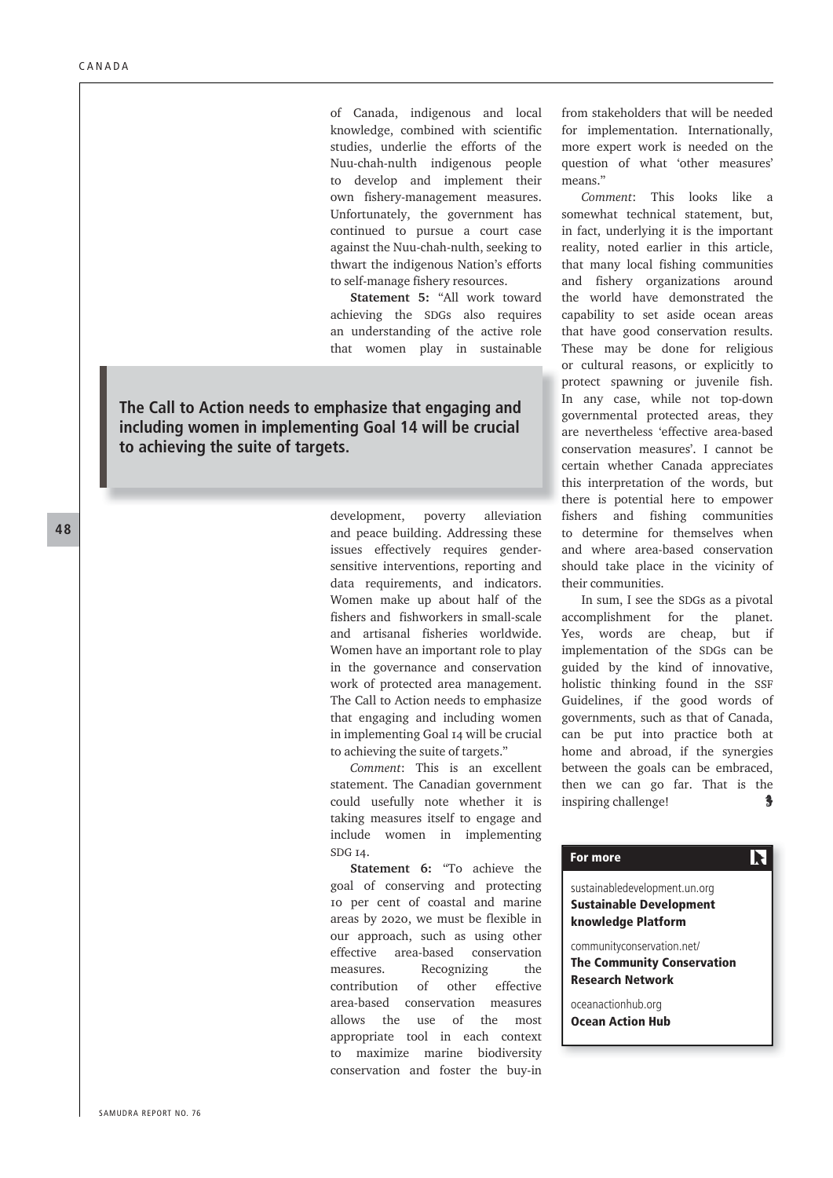of Canada, indigenous and local knowledge, combined with scientific studies, underlie the efforts of the Nuu-chah-nulth indigenous people to develop and implement their own fishery-management measures. Unfortunately, the government has continued to pursue a court case against the Nuu-chah-nulth, seeking to thwart the indigenous Nation's efforts to self-manage fishery resources.

**Statement 5:** "All work toward achieving the SDGs also requires an understanding of the active role that women play in sustainable development, poverty alleviation and peace building. Addressing these issues effectively requires gender-sensitive interventions, reporting and data requirements, and indicators. Women make up about half of the fishers and fishworkers in small-scale and artisanal fisheries worldwide. Women have an important role to play in the governance and conservation work of protected area management. The Call to Action needs to emphasize that engaging and including women in implementing Goal 14 will be crucial to achieving the suite of targets."

> **The Call to Action needs to emphasize that engaging and including women in implementing Goal 14 will be crucial to achieving the suite of targets.**

*Comment*: This is an excellent statement. The Canadian government could usefully note whether it is taking measures itself to engage and include women in implementing SDG 14.

**Statement 6:** "To achieve the goal of conserving and protecting 10 per cent of coastal and marine areas by 2020, we must be flexible in our approach, such as using other effective area-based conservation measures. Recognizing the contribution of other effective area-based conservation measures allows the use of the most appropriate tool in each context to maximize marine biodiversity conservation and foster the buy-in from stakeholders that will be needed for implementation. Internationally, more expert work is needed on the question of what 'other measures' means."

*Comment*: This looks like a somewhat technical statement, but, in fact, underlying it is the important reality, noted earlier in this article, that many local fishing communities and fishery organizations around the world have demonstrated the capability to set aside ocean areas that have good conservation results. These may be done for religious or cultural reasons, or explicitly to protect spawning or juvenile fish. In any case, while not top-down governmental protected areas, they are nevertheless 'effective area-based conservation measures'. I cannot be certain whether Canada appreciates this interpretation of the words, but there is potential here to empower fishers and fishing communities to determine for themselves when and where area-based conservation should take place in the vicinity of their communities.

In sum, I see the SDGs as a pivotal accomplishment for the planet. Yes, words are cheap, but if implementation of the SDGs can be guided by the kind of innovative, holistic thinking found in the SSF Guidelines, if the good words of governments, such as that of Canada, can be put into practice both at home and abroad, if the synergies between the goals can be embraced, then we can go far. That is the inspiring challenge!

**For more**

sustainabledevelopment.un.org
**Sustainable Development knowledge Platform**

communityconservation.net/
**The Community Conservation Research Network**

oceanactionhub.org
**Ocean Action Hub**